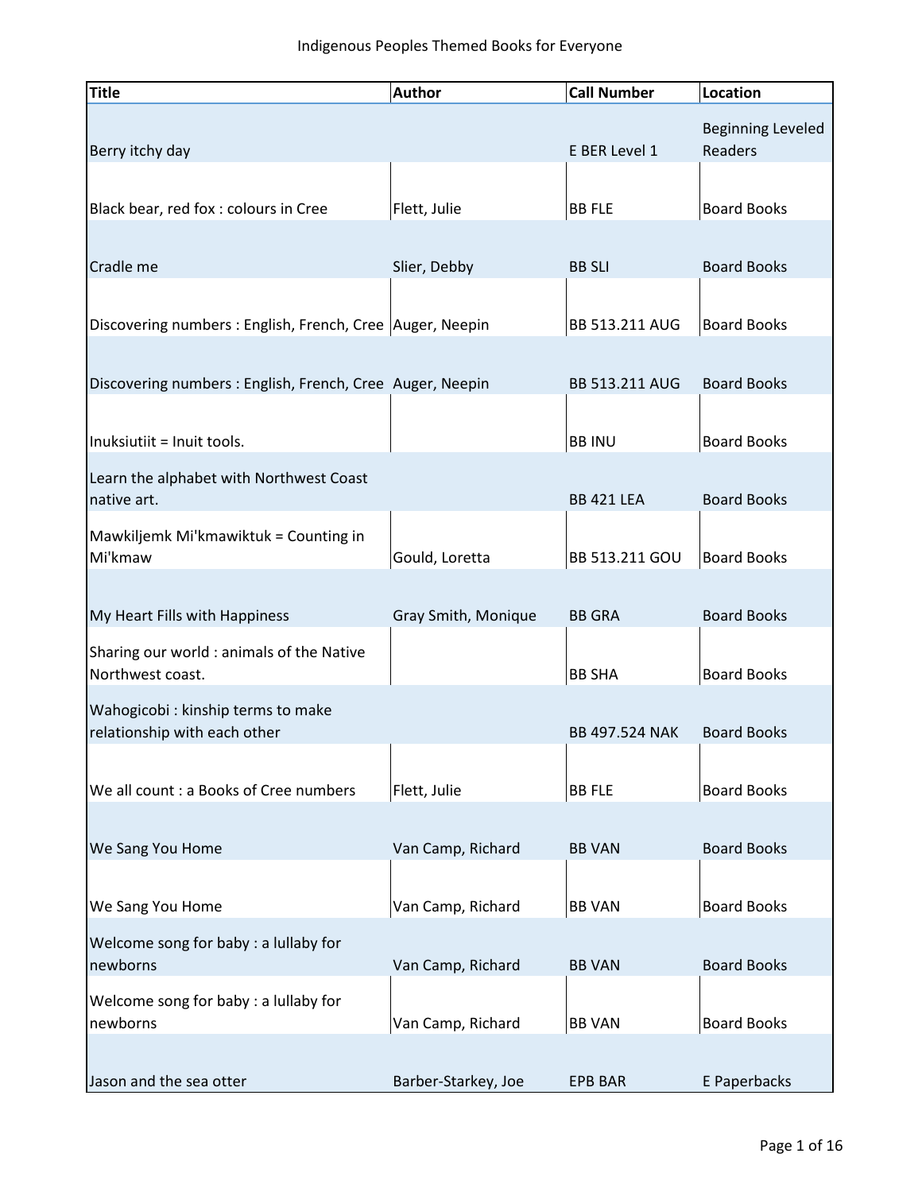# Indigenous Peoples Themed Books for Everyone

| Title | Author | Call Number | Location |
|---|---|---|---|
| Berry itchy day | | E BER Level 1 | Beginning Leveled Readers |
| Black bear, red fox : colours in Cree | Flett, Julie | BB FLE | Board Books |
| Cradle me | Slier, Debby | BB SLI | Board Books |
| Discovering numbers : English, French, Cree | Auger, Neepin | BB 513.211 AUG | Board Books |
| Discovering numbers : English, French, Cree | Auger, Neepin | BB 513.211 AUG | Board Books |
| Inuksiutiit = Inuit tools. | | BB INU | Board Books |
| Learn the alphabet with Northwest Coast native art. | | BB 421 LEA | Board Books |
| Mawkiljemk Mi'kmawiktuk = Counting in Mi'kmaw | Gould, Loretta | BB 513.211 GOU | Board Books |
| My Heart Fills with Happiness | Gray Smith, Monique | BB GRA | Board Books |
| Sharing our world : animals of the Native Northwest coast. | | BB SHA | Board Books |
| Wahogicobi : kinship terms to make relationship with each other | | BB 497.524 NAK | Board Books |
| We all count : a Books of Cree numbers | Flett, Julie | BB FLE | Board Books |
| We Sang You Home | Van Camp, Richard | BB VAN | Board Books |
| We Sang You Home | Van Camp, Richard | BB VAN | Board Books |
| Welcome song for baby : a lullaby for newborns | Van Camp, Richard | BB VAN | Board Books |
| Welcome song for baby : a lullaby for newborns | Van Camp, Richard | BB VAN | Board Books |
| Jason and the sea otter | Barber-Starkey, Joe | EPB BAR | E Paperbacks |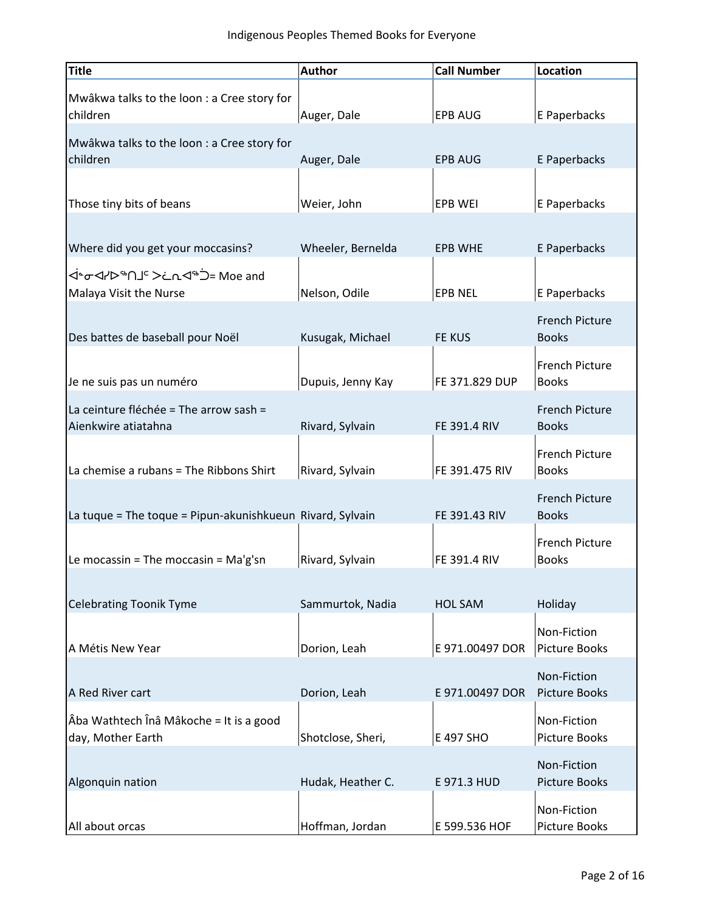| Title | Author | Call Number | Location |
|---|---|---|---|
| Mwâkwa talks to the loon : a Cree story for children | Auger, Dale | EPB AUG | E Paperbacks |
| Mwâkwa talks to the loon : a Cree story for children | Auger, Dale | EPB AUG | E Paperbacks |
| Those tiny bits of beans | Weier, John | EPB WEI | E Paperbacks |
| Where did you get your moccasins? | Wheeler, Bernelda | EPB WHE | E Paperbacks |
| ᐋᓐᓂᐊᓯᐅᖅᑎᒧᑦ ᐳᓛᕆᐊᖅᑑ= Moe and Malaya Visit the Nurse | Nelson, Odile | EPB NEL | E Paperbacks |
| Des battes de baseball pour Noël | Kusugak, Michael | FE KUS | French Picture Books |
| Je ne suis pas un numéro | Dupuis, Jenny Kay | FE 371.829 DUP | French Picture Books |
| La ceinture fléchée = The arrow sash = Aienkwire atiatahna | Rivard, Sylvain | FE 391.4 RIV | French Picture Books |
| La chemise a rubans = The Ribbons Shirt | Rivard, Sylvain | FE 391.475 RIV | French Picture Books |
| La tuque = The toque = Pipun-akunishkueun | Rivard, Sylvain | FE 391.43 RIV | French Picture Books |
| Le mocassin = The moccasin = Ma'g'sn | Rivard, Sylvain | FE 391.4 RIV | French Picture Books |
| Celebrating Toonik Tyme | Sammurtok, Nadia | HOL SAM | Holiday |
| A Métis New Year | Dorion, Leah | E 971.00497 DOR | Non-Fiction Picture Books |
| A Red River cart | Dorion, Leah | E 971.00497 DOR | Non-Fiction Picture Books |
| Âba Wathtech Înâ Mâkoche = It is a good day, Mother Earth | Shotclose, Sheri, | E 497 SHO | Non-Fiction Picture Books |
| Algonquin nation | Hudak, Heather C. | E 971.3 HUD | Non-Fiction Picture Books |
| All about orcas | Hoffman, Jordan | E 599.536 HOF | Non-Fiction Picture Books |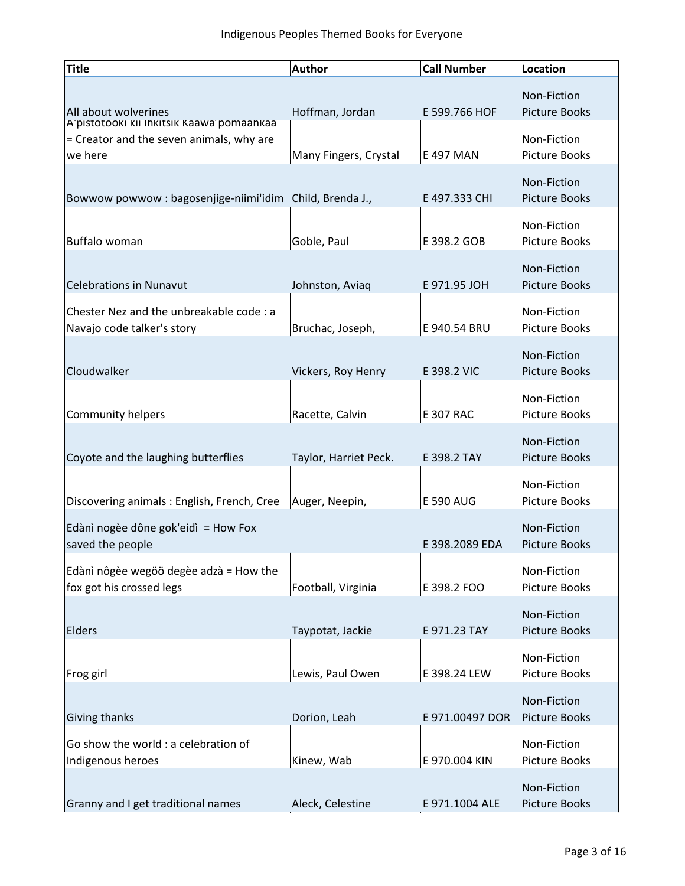| Title | Author | Call Number | Location |
| --- | --- | --- | --- |
| All about wolverines | Hoffman, Jordan | E 599.766 HOF | Non-Fiction Picture Books |
| A'pistotooki kii inkitsik kaawa'pomaankaa = Creator and the seven animals, why are we here | Many Fingers, Crystal | E 497 MAN | Non-Fiction Picture Books |
| Bowwow powwow : bagosenjige-niimi'idim | Child, Brenda J., | E 497.333 CHI | Non-Fiction Picture Books |
| Buffalo woman | Goble, Paul | E 398.2 GOB | Non-Fiction Picture Books |
| Celebrations in Nunavut | Johnston, Aviaq | E 971.95 JOH | Non-Fiction Picture Books |
| Chester Nez and the unbreakable code : a Navajo code talker's story | Bruchac, Joseph, | E 940.54 BRU | Non-Fiction Picture Books |
| Cloudwalker | Vickers, Roy Henry | E 398.2 VIC | Non-Fiction Picture Books |
| Community helpers | Racette, Calvin | E 307 RAC | Non-Fiction Picture Books |
| Coyote and the laughing butterflies | Taylor, Harriet Peck. | E 398.2 TAY | Non-Fiction Picture Books |
| Discovering animals : English, French, Cree | Auger, Neepin, | E 590 AUG | Non-Fiction Picture Books |
| Edànì nogèe dône gok'eidì = How Fox saved the people | | E 398.2089 EDA | Non-Fiction Picture Books |
| Edànì nôgèe wegöö degèe adzà = How the fox got his crossed legs | Football, Virginia | E 398.2 FOO | Non-Fiction Picture Books |
| Elders | Taypotat, Jackie | E 971.23 TAY | Non-Fiction Picture Books |
| Frog girl | Lewis, Paul Owen | E 398.24 LEW | Non-Fiction Picture Books |
| Giving thanks | Dorion, Leah | E 971.00497 DOR | Non-Fiction Picture Books |
| Go show the world : a celebration of Indigenous heroes | Kinew, Wab | E 970.004 KIN | Non-Fiction Picture Books |
| Granny and I get traditional names | Aleck, Celestine | E 971.1004 ALE | Non-Fiction Picture Books |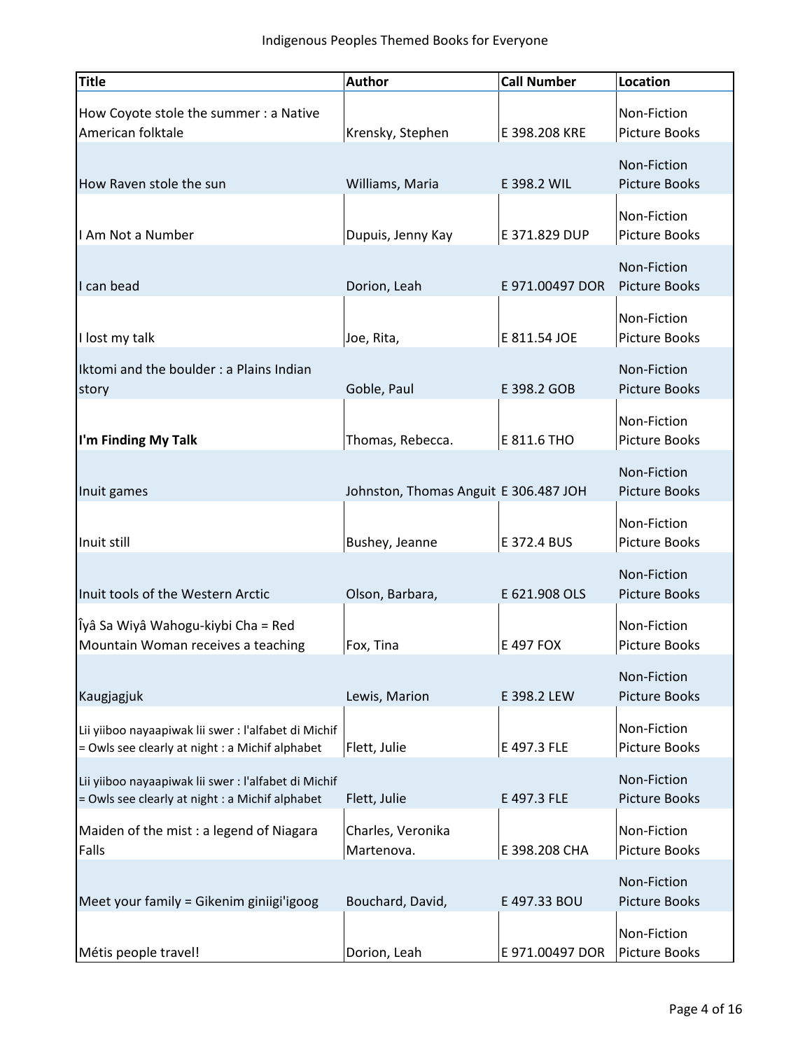| Title | Author | Call Number | Location |
|---|---|---|---|
| How Coyote stole the summer : a Native American folktale | Krensky, Stephen | E 398.208 KRE | Non-Fiction Picture Books |
| How Raven stole the sun | Williams, Maria | E 398.2 WIL | Non-Fiction Picture Books |
| I Am Not a Number | Dupuis, Jenny Kay | E 371.829 DUP | Non-Fiction Picture Books |
| I can bead | Dorion, Leah | E 971.00497 DOR | Non-Fiction Picture Books |
| I lost my talk | Joe, Rita, | E 811.54 JOE | Non-Fiction Picture Books |
| Iktomi and the boulder : a Plains Indian story | Goble, Paul | E 398.2 GOB | Non-Fiction Picture Books |
| **I'm Finding My Talk** | Thomas, Rebecca. | E 811.6 THO | Non-Fiction Picture Books |
| Inuit games | Johnston, Thomas Anguit | E 306.487 JOH | Non-Fiction Picture Books |
| Inuit still | Bushey, Jeanne | E 372.4 BUS | Non-Fiction Picture Books |
| Inuit tools of the Western Arctic | Olson, Barbara, | E 621.908 OLS | Non-Fiction Picture Books |
| Îyâ Sa Wiyâ Wahogu-kiybi Cha = Red Mountain Woman receives a teaching | Fox, Tina | E 497 FOX | Non-Fiction Picture Books |
| Kaugjagjuk | Lewis, Marion | E 398.2 LEW | Non-Fiction Picture Books |
| Lii yiiboo nayaapiwak lii swer : l'alfabet di Michif = Owls see clearly at night : a Michif alphabet | Flett, Julie | E 497.3 FLE | Non-Fiction Picture Books |
| Lii yiiboo nayaapiwak lii swer : l'alfabet di Michif = Owls see clearly at night : a Michif alphabet | Flett, Julie | E 497.3 FLE | Non-Fiction Picture Books |
| Maiden of the mist : a legend of Niagara Falls | Charles, Veronika Martenova. | E 398.208 CHA | Non-Fiction Picture Books |
| Meet your family = Gikenim giniigi'igoog | Bouchard, David, | E 497.33 BOU | Non-Fiction Picture Books |
| Métis people travel! | Dorion, Leah | E 971.00497 DOR | Non-Fiction Picture Books |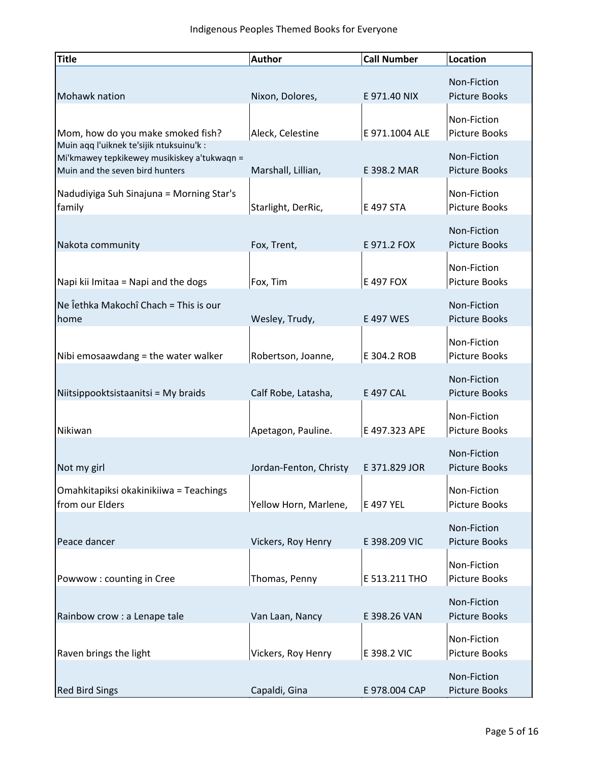| Title | Author | Call Number | Location |
| --- | --- | --- | --- |
| Mohawk nation | Nixon, Dolores, | E 971.40 NIX | Non-Fiction Picture Books |
| Mom, how do you make smoked fish? | Aleck, Celestine | E 971.1004 ALE | Non-Fiction Picture Books |
| Muin aqq l'uiknek te'sijik ntuksuinu'k : Mi'kmawey tepkikewey musikiskey a'tukwaqn = Muin and the seven bird hunters | Marshall, Lillian, | E 398.2 MAR | Non-Fiction Picture Books |
| Nadudiyiga Suh Sinajuna = Morning Star's family | Starlight, DerRic, | E 497 STA | Non-Fiction Picture Books |
| Nakota community | Fox, Trent, | E 971.2 FOX | Non-Fiction Picture Books |
| Napi kii Imitaa = Napi and the dogs | Fox, Tim | E 497 FOX | Non-Fiction Picture Books |
| Ne Îethka Makochî Chach = This is our home | Wesley, Trudy, | E 497 WES | Non-Fiction Picture Books |
| Nibi emosaawdang = the water walker | Robertson, Joanne, | E 304.2 ROB | Non-Fiction Picture Books |
| Niitsippooktsistaanitsi = My braids | Calf Robe, Latasha, | E 497 CAL | Non-Fiction Picture Books |
| Nikiwan | Apetagon, Pauline. | E 497.323 APE | Non-Fiction Picture Books |
| Not my girl | Jordan-Fenton, Christy | E 371.829 JOR | Non-Fiction Picture Books |
| Omahkitapiksi okakinikiiwa = Teachings from our Elders | Yellow Horn, Marlene, | E 497 YEL | Non-Fiction Picture Books |
| Peace dancer | Vickers, Roy Henry | E 398.209 VIC | Non-Fiction Picture Books |
| Powwow : counting in Cree | Thomas, Penny | E 513.211 THO | Non-Fiction Picture Books |
| Rainbow crow : a Lenape tale | Van Laan, Nancy | E 398.26 VAN | Non-Fiction Picture Books |
| Raven brings the light | Vickers, Roy Henry | E 398.2 VIC | Non-Fiction Picture Books |
| Red Bird Sings | Capaldi, Gina | E 978.004 CAP | Non-Fiction Picture Books |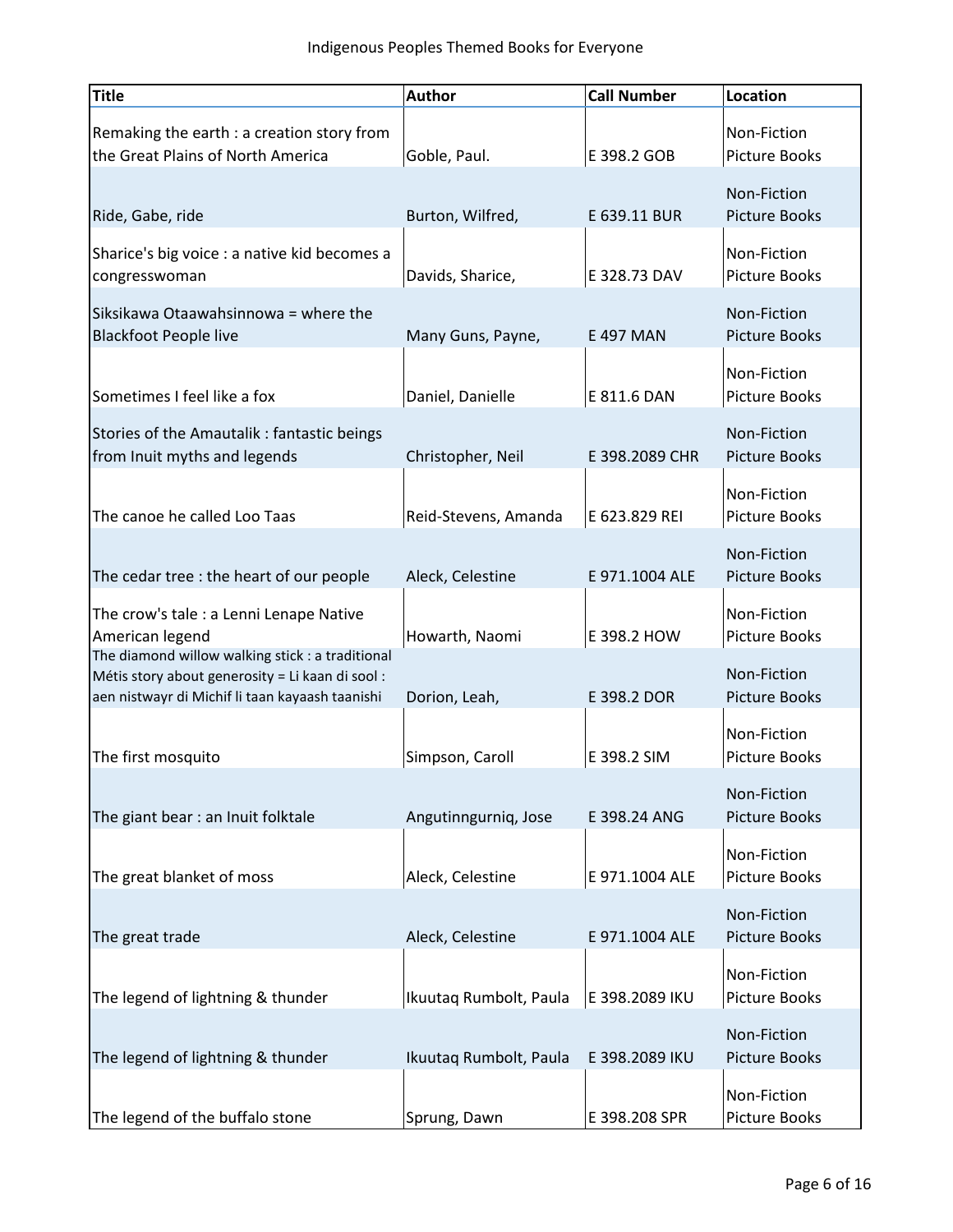| Title | Author | Call Number | Location |
|---|---|---|---|
| Remaking the earth : a creation story from the Great Plains of North America | Goble, Paul. | E 398.2 GOB | Non-Fiction Picture Books |
| Ride, Gabe, ride | Burton, Wilfred, | E 639.11 BUR | Non-Fiction Picture Books |
| Sharice's big voice : a native kid becomes a congresswoman | Davids, Sharice, | E 328.73 DAV | Non-Fiction Picture Books |
| Siksikawa Otaawahsinnowa = where the Blackfoot People live | Many Guns, Payne, | E 497 MAN | Non-Fiction Picture Books |
| Sometimes I feel like a fox | Daniel, Danielle | E 811.6 DAN | Non-Fiction Picture Books |
| Stories of the Amautalik : fantastic beings from Inuit myths and legends | Christopher, Neil | E 398.2089 CHR | Non-Fiction Picture Books |
| The canoe he called Loo Taas | Reid-Stevens, Amanda | E 623.829 REI | Non-Fiction Picture Books |
| The cedar tree : the heart of our people | Aleck, Celestine | E 971.1004 ALE | Non-Fiction Picture Books |
| The crow's tale : a Lenni Lenape Native American legend | Howarth, Naomi | E 398.2 HOW | Non-Fiction Picture Books |
| The diamond willow walking stick : a traditional Métis story about generosity = Li kaan di sool : aen nistwayr di Michif li taan kayaash taanishi | Dorion, Leah, | E 398.2 DOR | Non-Fiction Picture Books |
| The first mosquito | Simpson, Caroll | E 398.2 SIM | Non-Fiction Picture Books |
| The giant bear : an Inuit folktale | Angutinngurniq, Jose | E 398.24 ANG | Non-Fiction Picture Books |
| The great blanket of moss | Aleck, Celestine | E 971.1004 ALE | Non-Fiction Picture Books |
| The great trade | Aleck, Celestine | E 971.1004 ALE | Non-Fiction Picture Books |
| The legend of lightning & thunder | Ikuutaq Rumbolt, Paula | E 398.2089 IKU | Non-Fiction Picture Books |
| The legend of lightning & thunder | Ikuutaq Rumbolt, Paula | E 398.2089 IKU | Non-Fiction Picture Books |
| The legend of the buffalo stone | Sprung, Dawn | E 398.208 SPR | Non-Fiction Picture Books |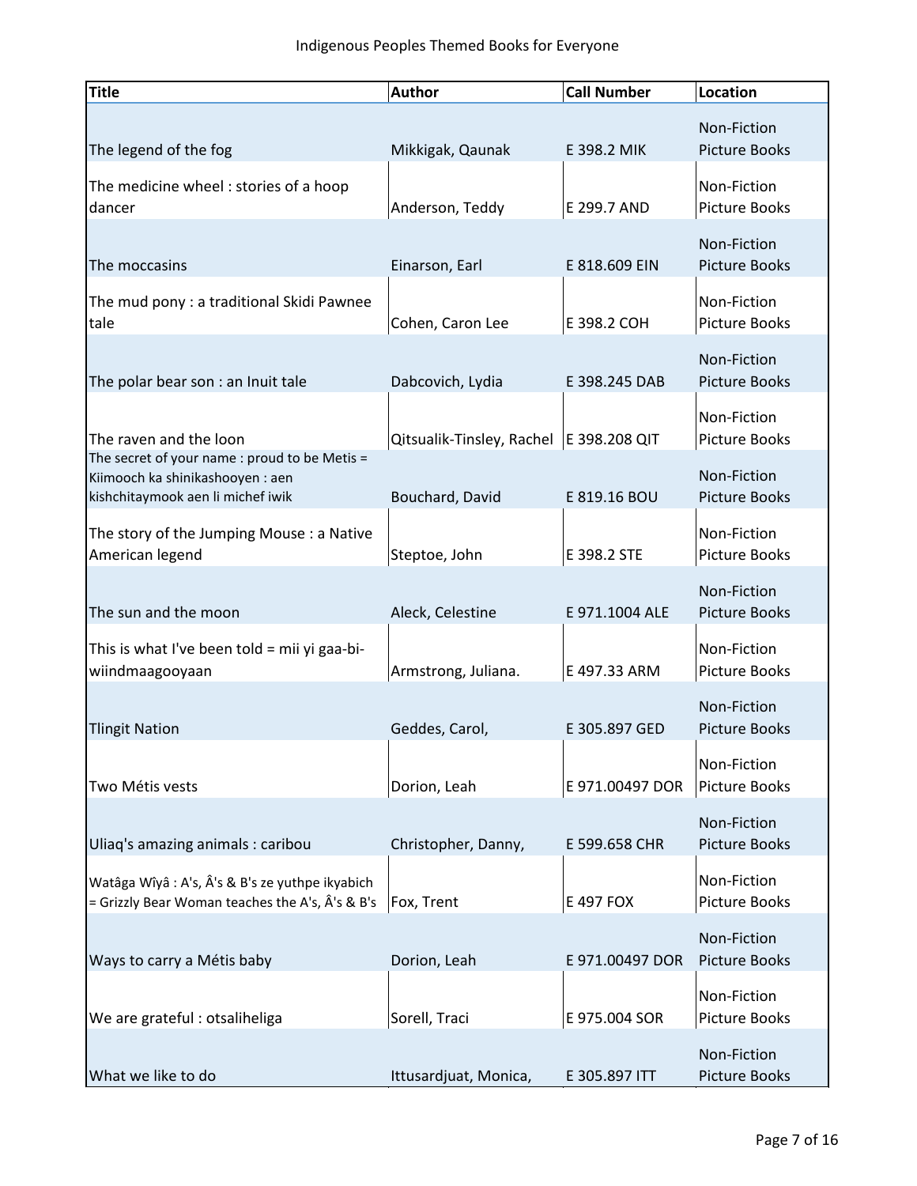| Title | Author | Call Number | Location |
|---|---|---|---|
| The legend of the fog | Mikkigak, Qaunak | E 398.2 MIK | Non-Fiction Picture Books |
| The medicine wheel : stories of a hoop dancer | Anderson, Teddy | E 299.7 AND | Non-Fiction Picture Books |
| The moccasins | Einarson, Earl | E 818.609 EIN | Non-Fiction Picture Books |
| The mud pony : a traditional Skidi Pawnee tale | Cohen, Caron Lee | E 398.2 COH | Non-Fiction Picture Books |
| The polar bear son : an Inuit tale | Dabcovich, Lydia | E 398.245 DAB | Non-Fiction Picture Books |
| The raven and the loon | Qitsualik-Tinsley, Rachel | E 398.208 QIT | Non-Fiction Picture Books |
| The secret of your name : proud to be Metis = Kiimooch ka shinikashooyen : aen kishchitaymook aen li michef iwik | Bouchard, David | E 819.16 BOU | Non-Fiction Picture Books |
| The story of the Jumping Mouse : a Native American legend | Steptoe, John | E 398.2 STE | Non-Fiction Picture Books |
| The sun and the moon | Aleck, Celestine | E 971.1004 ALE | Non-Fiction Picture Books |
| This is what I've been told = mii yi gaa-bi-wiindmaagooyaan | Armstrong, Juliana. | E 497.33 ARM | Non-Fiction Picture Books |
| Tlingit Nation | Geddes, Carol, | E 305.897 GED | Non-Fiction Picture Books |
| Two Métis vests | Dorion, Leah | E 971.00497 DOR | Non-Fiction Picture Books |
| Uliaq's amazing animals : caribou | Christopher, Danny, | E 599.658 CHR | Non-Fiction Picture Books |
| Watâga Wîyâ : A's, Â's & B's ze yuthpe ikyabich = Grizzly Bear Woman teaches the A's, Â's & B's | Fox, Trent | E 497 FOX | Non-Fiction Picture Books |
| Ways to carry a Métis baby | Dorion, Leah | E 971.00497 DOR | Non-Fiction Picture Books |
| We are grateful : otsaliheliga | Sorell, Traci | E 975.004 SOR | Non-Fiction Picture Books |
| What we like to do | Ittusardjuat, Monica, | E 305.897 ITT | Non-Fiction Picture Books |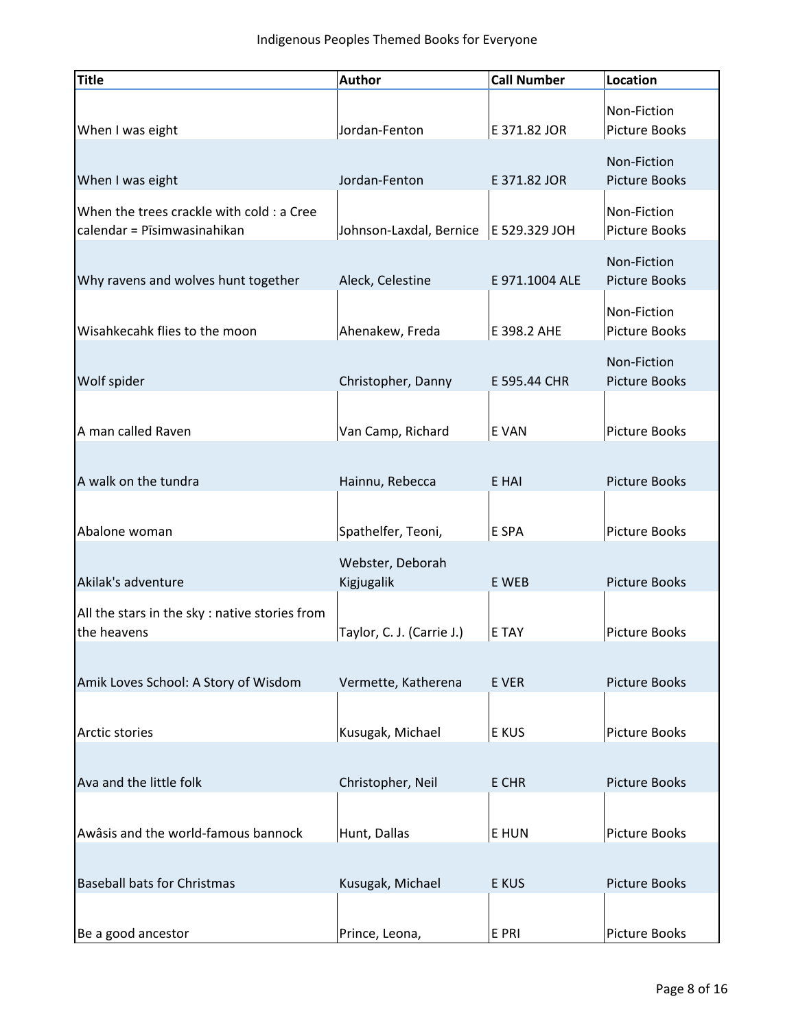| Title | Author | Call Number | Location |
|---|---|---|---|
| When I was eight | Jordan-Fenton | E 371.82 JOR | Non-Fiction Picture Books |
| When I was eight | Jordan-Fenton | E 371.82 JOR | Non-Fiction Picture Books |
| When the trees crackle with cold : a Cree calendar = Pīsimwasinahikan | Johnson-Laxdal, Bernice | E 529.329 JOH | Non-Fiction Picture Books |
| Why ravens and wolves hunt together | Aleck, Celestine | E 971.1004 ALE | Non-Fiction Picture Books |
| Wisahkecahk flies to the moon | Ahenakew, Freda | E 398.2 AHE | Non-Fiction Picture Books |
| Wolf spider | Christopher, Danny | E 595.44 CHR | Non-Fiction Picture Books |
| A man called Raven | Van Camp, Richard | E VAN | Picture Books |
| A walk on the tundra | Hainnu, Rebecca | E HAI | Picture Books |
| Abalone woman | Spathelfer, Teoni, | E SPA | Picture Books |
| Akilak's adventure | Webster, Deborah Kigjugalik | E WEB | Picture Books |
| All the stars in the sky : native stories from the heavens | Taylor, C. J. (Carrie J.) | E TAY | Picture Books |
| Amik Loves School: A Story of Wisdom | Vermette, Katherena | E VER | Picture Books |
| Arctic stories | Kusugak, Michael | E KUS | Picture Books |
| Ava and the little folk | Christopher, Neil | E CHR | Picture Books |
| Awâsis and the world-famous bannock | Hunt, Dallas | E HUN | Picture Books |
| Baseball bats for Christmas | Kusugak, Michael | E KUS | Picture Books |
| Be a good ancestor | Prince, Leona, | E PRI | Picture Books |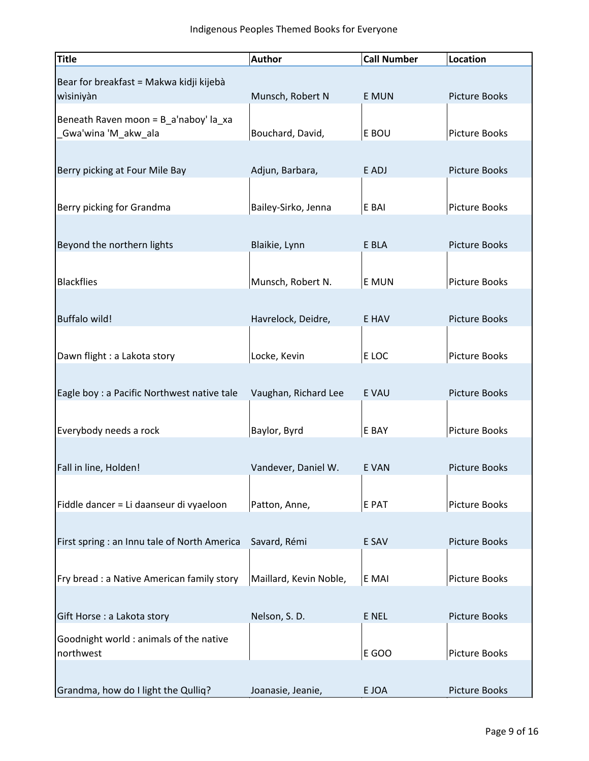| Title | Author | Call Number | Location |
|---|---|---|---|
| Bear for breakfast = Makwa kidji kijebà wìsiniyàn | Munsch, Robert N | E MUN | Picture Books |
| Beneath Raven moon = B_a'naboy' la_xa _Gwa'wina 'M_akw_ala | Bouchard, David, | E BOU | Picture Books |
| Berry picking at Four Mile Bay | Adjun, Barbara, | E ADJ | Picture Books |
| Berry picking for Grandma | Bailey-Sirko, Jenna | E BAI | Picture Books |
| Beyond the northern lights | Blaikie, Lynn | E BLA | Picture Books |
| Blackflies | Munsch, Robert N. | E MUN | Picture Books |
| Buffalo wild! | Havrelock, Deidre, | E HAV | Picture Books |
| Dawn flight : a Lakota story | Locke, Kevin | E LOC | Picture Books |
| Eagle boy : a Pacific Northwest native tale | Vaughan, Richard Lee | E VAU | Picture Books |
| Everybody needs a rock | Baylor, Byrd | E BAY | Picture Books |
| Fall in line, Holden! | Vandever, Daniel W. | E VAN | Picture Books |
| Fiddle dancer = Li daanseur di vyaeloon | Patton, Anne, | E PAT | Picture Books |
| First spring : an Innu tale of North America | Savard, Rémi | E SAV | Picture Books |
| Fry bread : a Native American family story | Maillard, Kevin Noble, | E MAI | Picture Books |
| Gift Horse : a Lakota story | Nelson, S. D. | E NEL | Picture Books |
| Goodnight world : animals of the native northwest | | E GOO | Picture Books |
| Grandma, how do I light the Qulliq? | Joanasie, Jeanie, | E JOA | Picture Books |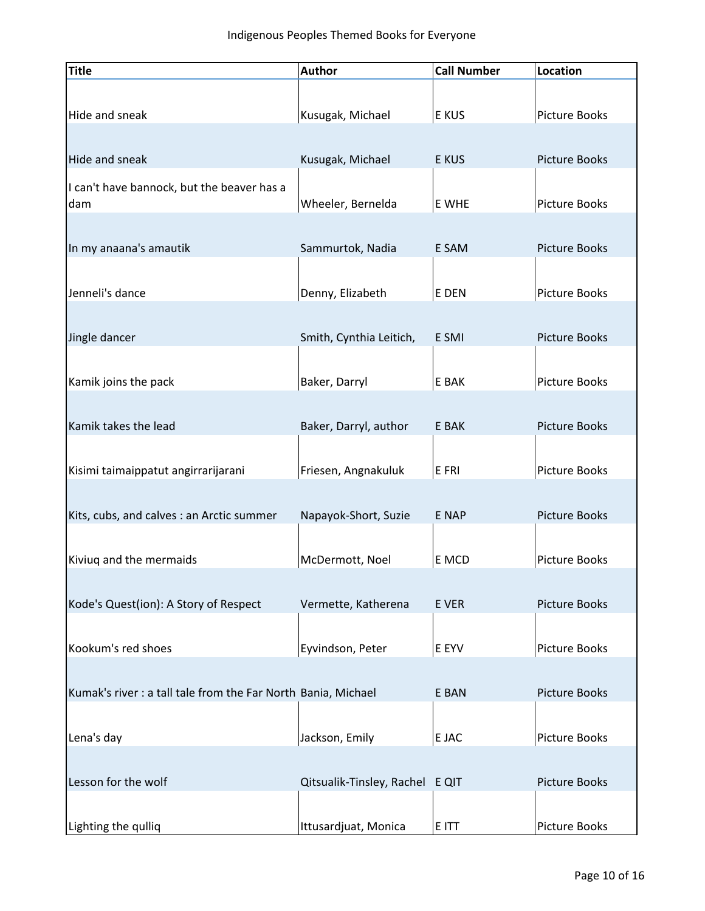| Title | Author | Call Number | Location |
| --- | --- | --- | --- |
| Hide and sneak | Kusugak, Michael | E KUS | Picture Books |
| Hide and sneak | Kusugak, Michael | E KUS | Picture Books |
| I can't have bannock, but the beaver has a dam | Wheeler, Bernelda | E WHE | Picture Books |
| In my anaana's amautik | Sammurtok, Nadia | E SAM | Picture Books |
| Jenneli's dance | Denny, Elizabeth | E DEN | Picture Books |
| Jingle dancer | Smith, Cynthia Leitich, | E SMI | Picture Books |
| Kamik joins the pack | Baker, Darryl | E BAK | Picture Books |
| Kamik takes the lead | Baker, Darryl, author | E BAK | Picture Books |
| Kisimi taimaippatut angirrarijarani | Friesen, Angnakuluk | E FRI | Picture Books |
| Kits, cubs, and calves : an Arctic summer | Napayok-Short, Suzie | E NAP | Picture Books |
| Kiviuq and the mermaids | McDermott, Noel | E MCD | Picture Books |
| Kode's Quest(ion): A Story of Respect | Vermette, Katherena | E VER | Picture Books |
| Kookum's red shoes | Eyvindson, Peter | E EYV | Picture Books |
| Kumak's river : a tall tale from the Far North | Bania, Michael | E BAN | Picture Books |
| Lena's day | Jackson, Emily | E JAC | Picture Books |
| Lesson for the wolf | Qitsualik-Tinsley, Rachel | E QIT | Picture Books |
| Lighting the qulliq | Ittusardjuat, Monica | E ITT | Picture Books |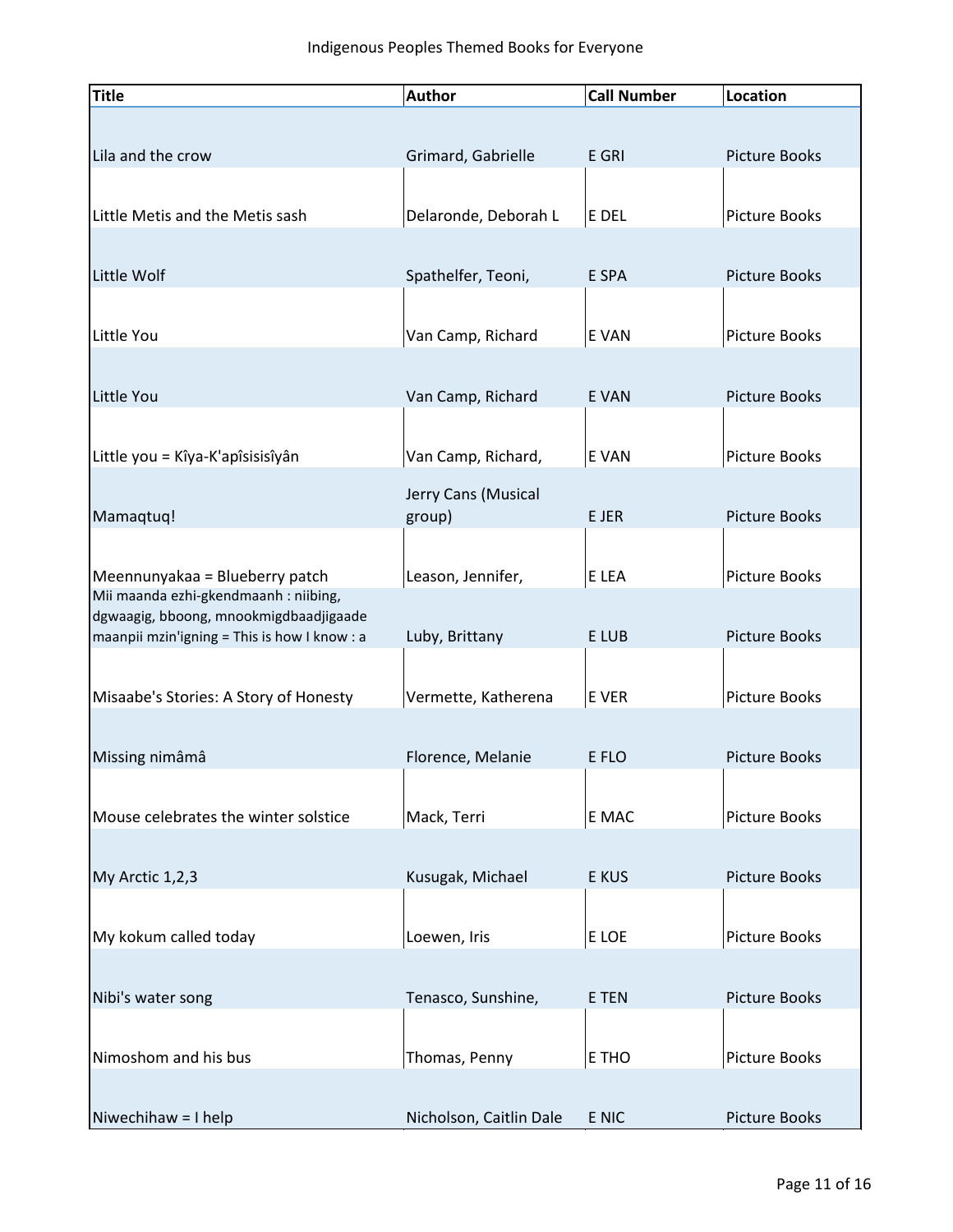| Title | Author | Call Number | Location |
|---|---|---|---|
| Lila and the crow | Grimard, Gabrielle | E GRI | Picture Books |
| Little Metis and the Metis sash | Delaronde, Deborah L | E DEL | Picture Books |
| Little Wolf | Spathelfer, Teoni, | E SPA | Picture Books |
| Little You | Van Camp, Richard | E VAN | Picture Books |
| Little You | Van Camp, Richard | E VAN | Picture Books |
| Little you = Kîya-K'apîsisisîyân | Van Camp, Richard, | E VAN | Picture Books |
| Mamaqtuq! | Jerry Cans (Musical group) | E JER | Picture Books |
| Meennunyakaa = Blueberry patch | Leason, Jennifer, | E LEA | Picture Books |
| Mii maanda ezhi-gkendmaanh : niibing, dgwaagig, bboong, mnookmigdbaadjigaade maanpii mzin'igning = This is how I know : a | Luby, Brittany | E LUB | Picture Books |
| Misaabe's Stories: A Story of Honesty | Vermette, Katherena | E VER | Picture Books |
| Missing nimâmâ | Florence, Melanie | E FLO | Picture Books |
| Mouse celebrates the winter solstice | Mack, Terri | E MAC | Picture Books |
| My Arctic 1,2,3 | Kusugak, Michael | E KUS | Picture Books |
| My kokum called today | Loewen, Iris | E LOE | Picture Books |
| Nibi's water song | Tenasco, Sunshine, | E TEN | Picture Books |
| Nimoshom and his bus | Thomas, Penny | E THO | Picture Books |
| Niwechihaw = I help | Nicholson, Caitlin Dale | E NIC | Picture Books |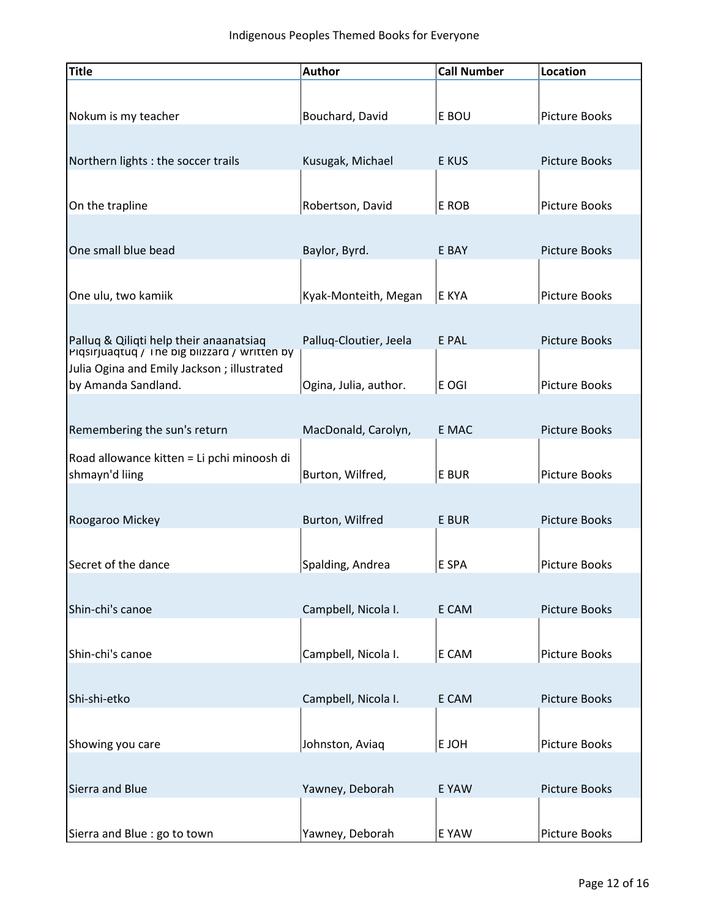| Title | Author | Call Number | Location |
|---|---|---|---|
| Nokum is my teacher | Bouchard, David | E BOU | Picture Books |
| Northern lights : the soccer trails | Kusugak, Michael | E KUS | Picture Books |
| On the trapline | Robertson, David | E ROB | Picture Books |
| One small blue bead | Baylor, Byrd. | E BAY | Picture Books |
| One ulu, two kamiik | Kyak-Monteith, Megan | E KYA | Picture Books |
| Palluq & Qiliqti help their anaanatsiaq | Palluq-Cloutier, Jeela | E PAL | Picture Books |
| Piqsirjuaqtuq / The big blizzard / written by Julia Ogina and Emily Jackson ; illustrated by Amanda Sandland. | Ogina, Julia, author. | E OGI | Picture Books |
| Remembering the sun's return | MacDonald, Carolyn, | E MAC | Picture Books |
| Road allowance kitten = Li pchi minoosh di shmayn'd liing | Burton, Wilfred, | E BUR | Picture Books |
| Roogaroo Mickey | Burton, Wilfred | E BUR | Picture Books |
| Secret of the dance | Spalding, Andrea | E SPA | Picture Books |
| Shin-chi's canoe | Campbell, Nicola I. | E CAM | Picture Books |
| Shin-chi's canoe | Campbell, Nicola I. | E CAM | Picture Books |
| Shi-shi-etko | Campbell, Nicola I. | E CAM | Picture Books |
| Showing you care | Johnston, Aviaq | E JOH | Picture Books |
| Sierra and Blue | Yawney, Deborah | E YAW | Picture Books |
| Sierra and Blue : go to town | Yawney, Deborah | E YAW | Picture Books |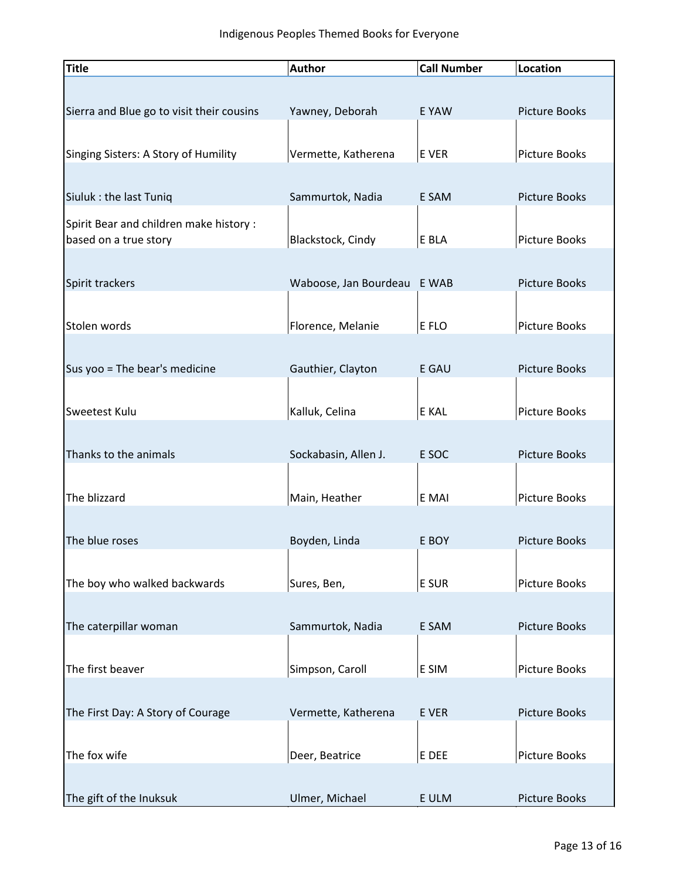| Title | Author | Call Number | Location |
|---|---|---|---|
| Sierra and Blue go to visit their cousins | Yawney, Deborah | E YAW | Picture Books |
| Singing Sisters: A Story of Humility | Vermette, Katherena | E VER | Picture Books |
| Siuluk : the last Tuniq | Sammurtok, Nadia | E SAM | Picture Books |
| Spirit Bear and children make history : based on a true story | Blackstock, Cindy | E BLA | Picture Books |
| Spirit trackers | Waboose, Jan Bourdeau | E WAB | Picture Books |
| Stolen words | Florence, Melanie | E FLO | Picture Books |
| Sus yoo = The bear's medicine | Gauthier, Clayton | E GAU | Picture Books |
| Sweetest Kulu | Kalluk, Celina | E KAL | Picture Books |
| Thanks to the animals | Sockabasin, Allen J. | E SOC | Picture Books |
| The blizzard | Main, Heather | E MAI | Picture Books |
| The blue roses | Boyden, Linda | E BOY | Picture Books |
| The boy who walked backwards | Sures, Ben, | E SUR | Picture Books |
| The caterpillar woman | Sammurtok, Nadia | E SAM | Picture Books |
| The first beaver | Simpson, Caroll | E SIM | Picture Books |
| The First Day: A Story of Courage | Vermette, Katherena | E VER | Picture Books |
| The fox wife | Deer, Beatrice | E DEE | Picture Books |
| The gift of the Inuksuk | Ulmer, Michael | E ULM | Picture Books |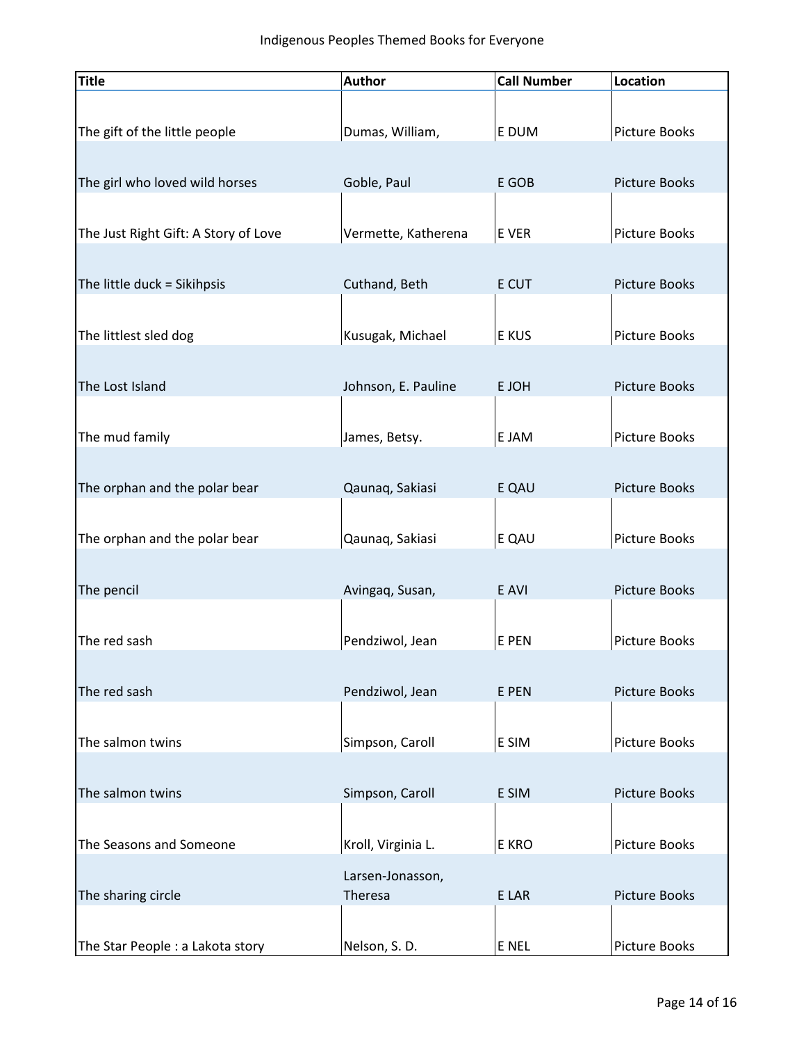| Title | Author | Call Number | Location |
|---|---|---|---|
| The gift of the little people | Dumas, William, | E DUM | Picture Books |
| The girl who loved wild horses | Goble, Paul | E GOB | Picture Books |
| The Just Right Gift: A Story of Love | Vermette, Katherena | E VER | Picture Books |
| The little duck = Sikihpsis | Cuthand, Beth | E CUT | Picture Books |
| The littlest sled dog | Kusugak, Michael | E KUS | Picture Books |
| The Lost Island | Johnson, E. Pauline | E JOH | Picture Books |
| The mud family | James, Betsy. | E JAM | Picture Books |
| The orphan and the polar bear | Qaunaq, Sakiasi | E QAU | Picture Books |
| The orphan and the polar bear | Qaunaq, Sakiasi | E QAU | Picture Books |
| The pencil | Avingaq, Susan, | E AVI | Picture Books |
| The red sash | Pendziwol, Jean | E PEN | Picture Books |
| The red sash | Pendziwol, Jean | E PEN | Picture Books |
| The salmon twins | Simpson, Caroll | E SIM | Picture Books |
| The salmon twins | Simpson, Caroll | E SIM | Picture Books |
| The Seasons and Someone | Kroll, Virginia L. | E KRO | Picture Books |
| The sharing circle | Larsen-Jonasson, Theresa | E LAR | Picture Books |
| The Star People : a Lakota story | Nelson, S. D. | E NEL | Picture Books |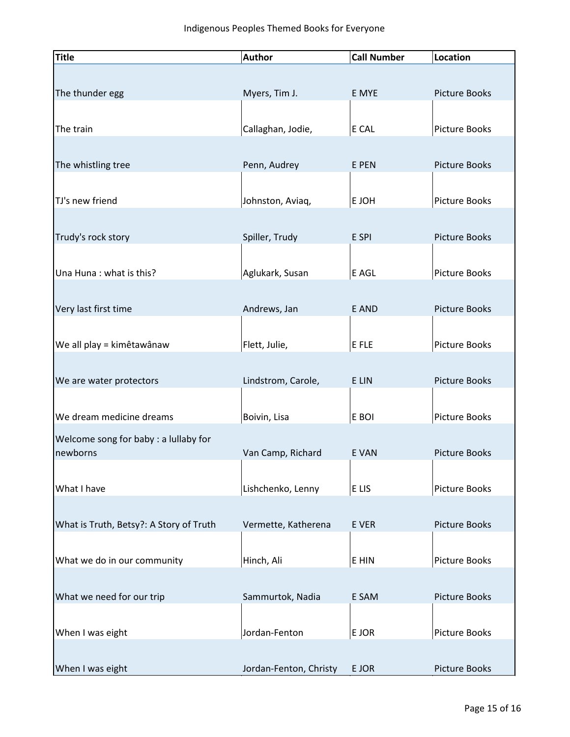| Title | Author | Call Number | Location |
| --- | --- | --- | --- |
| The thunder egg | Myers, Tim J. | E MYE | Picture Books |
| The train | Callaghan, Jodie, | E CAL | Picture Books |
| The whistling tree | Penn, Audrey | E PEN | Picture Books |
| TJ's new friend | Johnston, Aviaq, | E JOH | Picture Books |
| Trudy's rock story | Spiller, Trudy | E SPI | Picture Books |
| Una Huna : what is this? | Aglukark, Susan | E AGL | Picture Books |
| Very last first time | Andrews, Jan | E AND | Picture Books |
| We all play = kimêtawânaw | Flett, Julie, | E FLE | Picture Books |
| We are water protectors | Lindstrom, Carole, | E LIN | Picture Books |
| We dream medicine dreams | Boivin, Lisa | E BOI | Picture Books |
| Welcome song for baby : a lullaby for newborns | Van Camp, Richard | E VAN | Picture Books |
| What I have | Lishchenko, Lenny | E LIS | Picture Books |
| What is Truth, Betsy?: A Story of Truth | Vermette, Katherena | E VER | Picture Books |
| What we do in our community | Hinch, Ali | E HIN | Picture Books |
| What we need for our trip | Sammurtok, Nadia | E SAM | Picture Books |
| When I was eight | Jordan-Fenton | E JOR | Picture Books |
| When I was eight | Jordan-Fenton, Christy | E JOR | Picture Books |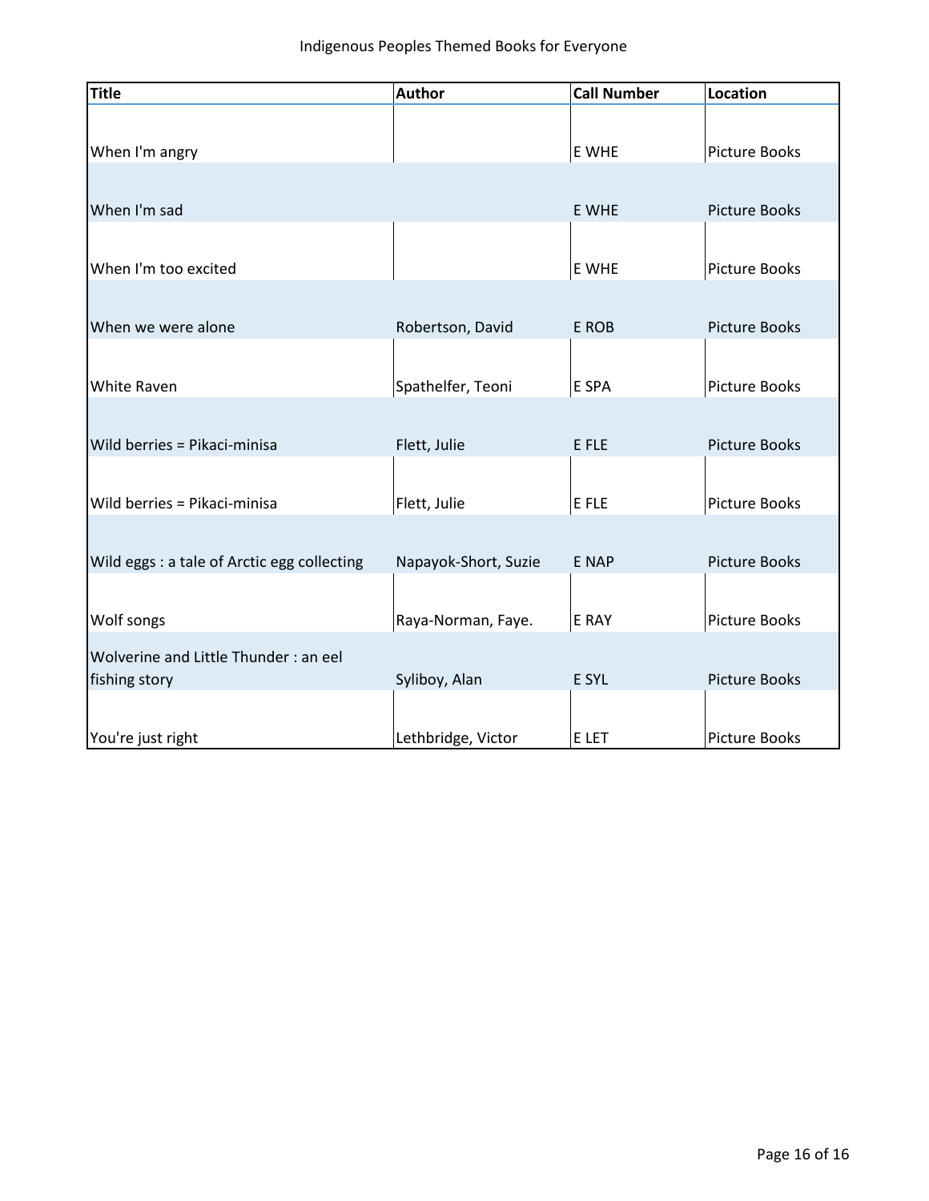| Title | Author | Call Number | Location |
|---|---|---|---|
| When I'm angry | | E WHE | Picture Books |
| When I'm sad | | E WHE | Picture Books |
| When I'm too excited | | E WHE | Picture Books |
| When we were alone | Robertson, David | E ROB | Picture Books |
| White Raven | Spathelfer, Teoni | E SPA | Picture Books |
| Wild berries = Pikaci-minisa | Flett, Julie | E FLE | Picture Books |
| Wild berries = Pikaci-minisa | Flett, Julie | E FLE | Picture Books |
| Wild eggs : a tale of Arctic egg collecting | Napayok-Short, Suzie | E NAP | Picture Books |
| Wolf songs | Raya-Norman, Faye. | E RAY | Picture Books |
| Wolverine and Little Thunder : an eel fishing story | Syliboy, Alan | E SYL | Picture Books |
| You're just right | Lethbridge, Victor | E LET | Picture Books |